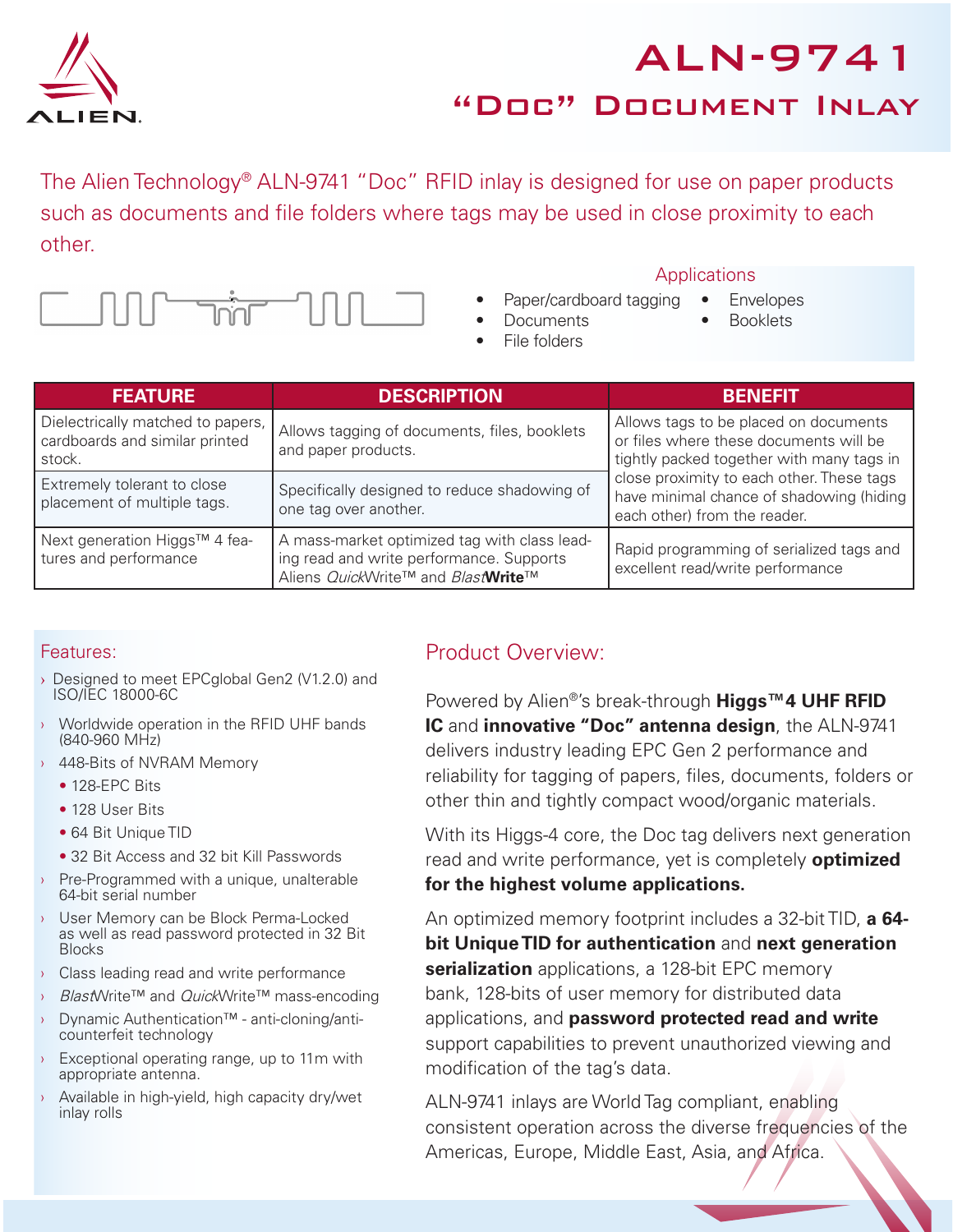# ALN-9741

## "Doc" Document Inlay

The Alien Technology® ALN-9741 "Doc" RFID inlay is designed for use on paper products such as documents and file folders where tags may be used in close proximity to each other.

### Applications

- Paper/cardboard tagging
- Documents
- File folders
- Envelopes
- Booklets

| FEATURE | DESCRIPTION | BENEFIT |
|---|---|---|
| Dielectrically matched to papers, cardboards and similar printed stock. | Allows tagging of documents, files, booklets and paper products. | Allows tags to be placed on documents or files where these documents will be tightly packed together with many tags in close proximity to each other. These tags have minimal chance of shadowing (hiding each other) from the reader. |
| Extremely tolerant to close placement of multiple tags. | Specifically designed to reduce shadowing of one tag over another. | |
| Next generation Higgs™ 4 features and performance | A mass-market optimized tag with class leading read and write performance. Supports Aliens *Quick*Write™ and *Blast***Write**™ | Rapid programming of serialized tags and excellent read/write performance |

### Features:

- Designed to meet EPCglobal Gen2 (V1.2.0) and ISO/IEC 18000-6C
- Worldwide operation in the RFID UHF bands (840-960 MHz)
- 448-Bits of NVRAM Memory
  - 128-EPC Bits
  - 128 User Bits
  - 64 Bit Unique TID
  - 32 Bit Access and 32 bit Kill Passwords
- Pre-Programmed with a unique, unalterable 64-bit serial number
- User Memory can be Block Perma-Locked as well as read password protected in 32 Bit Blocks
- Class leading read and write performance
- *Blast*Write™ and *Quick*Write™ mass-encoding
- Dynamic Authentication™ - anti-cloning/anti-counterfeit technology
- Exceptional operating range, up to 11m with appropriate antenna.
- Available in high-yield, high capacity dry/wet inlay rolls

### Product Overview:

Powered by Alien®'s break-through **Higgs™4 UHF RFID IC** and **innovative "Doc" antenna design**, the ALN-9741 delivers industry leading EPC Gen 2 performance and reliability for tagging of papers, files, documents, folders or other thin and tightly compact wood/organic materials.

With its Higgs-4 core, the Doc tag delivers next generation read and write performance, yet is completely **optimized for the highest volume applications.**

An optimized memory footprint includes a 32-bit TID, **a 64-bit Unique TID for authentication** and **next generation serialization** applications, a 128-bit EPC memory bank, 128-bits of user memory for distributed data applications, and **password protected read and write** support capabilities to prevent unauthorized viewing and modification of the tag's data.

ALN-9741 inlays are World Tag compliant, enabling consistent operation across the diverse frequencies of the Americas, Europe, Middle East, Asia, and Africa.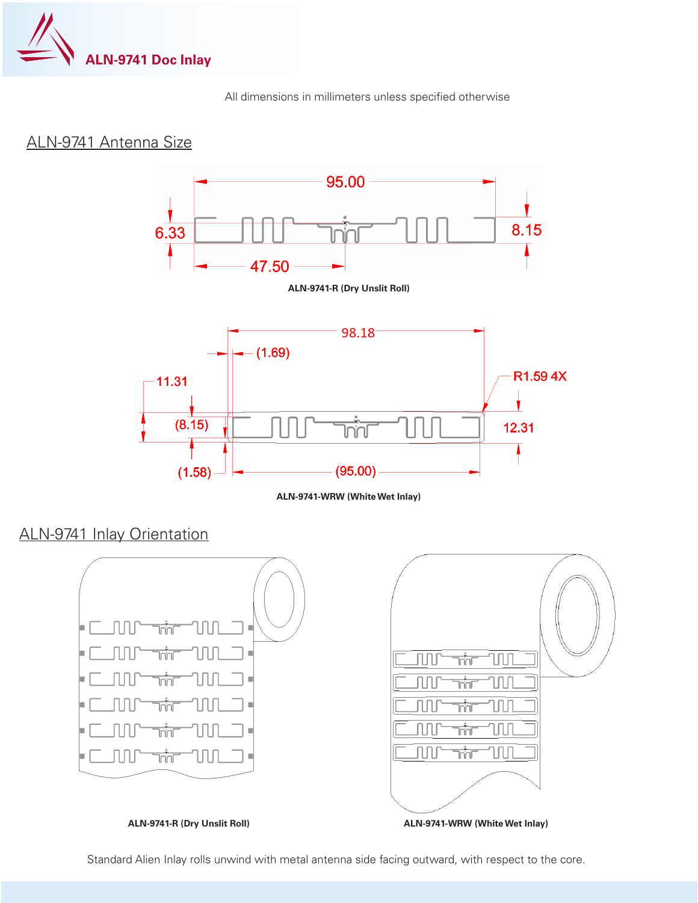# ALN-9741 Doc Inlay

All dimensions in millimeters unless specified otherwise

## ALN-9741 Antenna Size

95.00

6.33

8.15

47.50

**ALN-9741-R (Dry Unslit Roll)**

98.18

(1.69)

R1.59 4X

11.31

(8.15)

12.31

(1.58)

(95.00)

**ALN-9741-WRW (White Wet Inlay)**

## ALN-9741 Inlay Orientation

**ALN-9741-R (Dry Unslit Roll)**

**ALN-9741-WRW (White Wet Inlay)**

Standard Alien Inlay rolls unwind with metal antenna side facing outward, with respect to the core.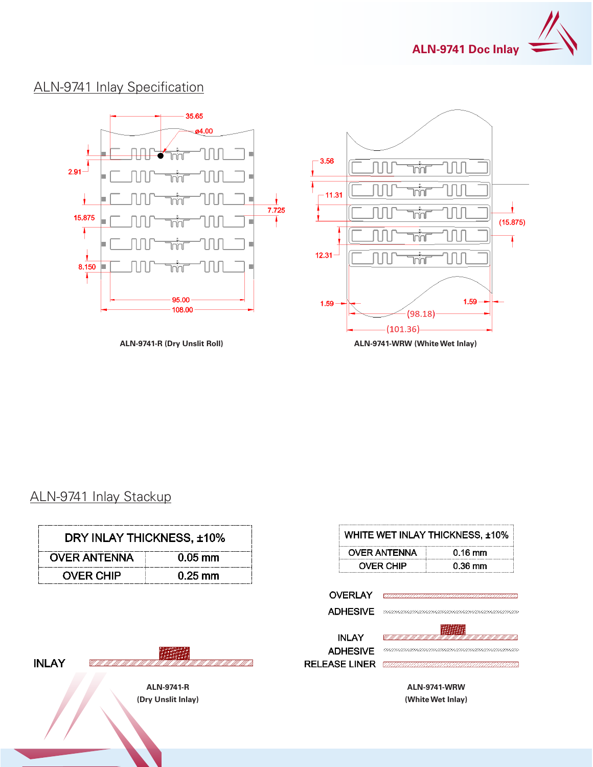## ALN-9741 Inlay Specification

ALN-9741-R (Dry Unslit Roll)

ALN-9741-WRW (White Wet Inlay)

## ALN-9741 Inlay Stackup

| DRY INLAY THICKNESS, ±10% | |
|---|---|
| OVER ANTENNA | 0.05 mm |
| OVER CHIP | 0.25 mm |

| WHITE WET INLAY THICKNESS, ±10% | |
|---|---|
| OVER ANTENNA | 0.16 mm |
| OVER CHIP | 0.36 mm |

INLAY

ALN-9741-R
(Dry Unslit Inlay)

OVERLAY
ADHESIVE
INLAY
ADHESIVE
RELEASE LINER

ALN-9741-WRW
(White Wet Inlay)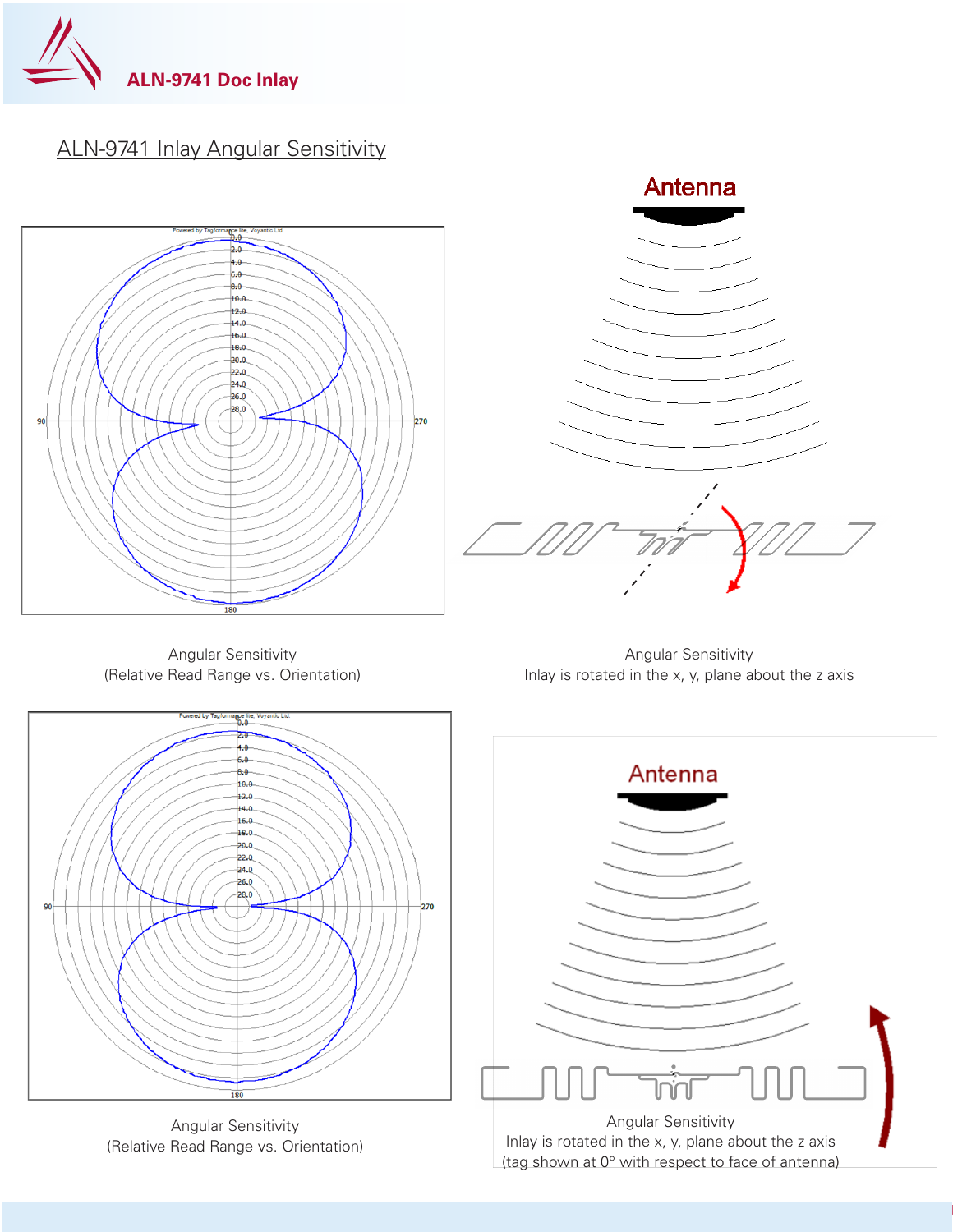## ALN-9741 Inlay Angular Sensitivity

Angular Sensitivity
(Relative Read Range vs. Orientation)

Angular Sensitivity
Inlay is rotated in the x, y, plane about the z axis

Angular Sensitivity
(Relative Read Range vs. Orientation)

Angular Sensitivity
Inlay is rotated in the x, y, plane about the z axis
(tag shown at 0° with respect to face of antenna)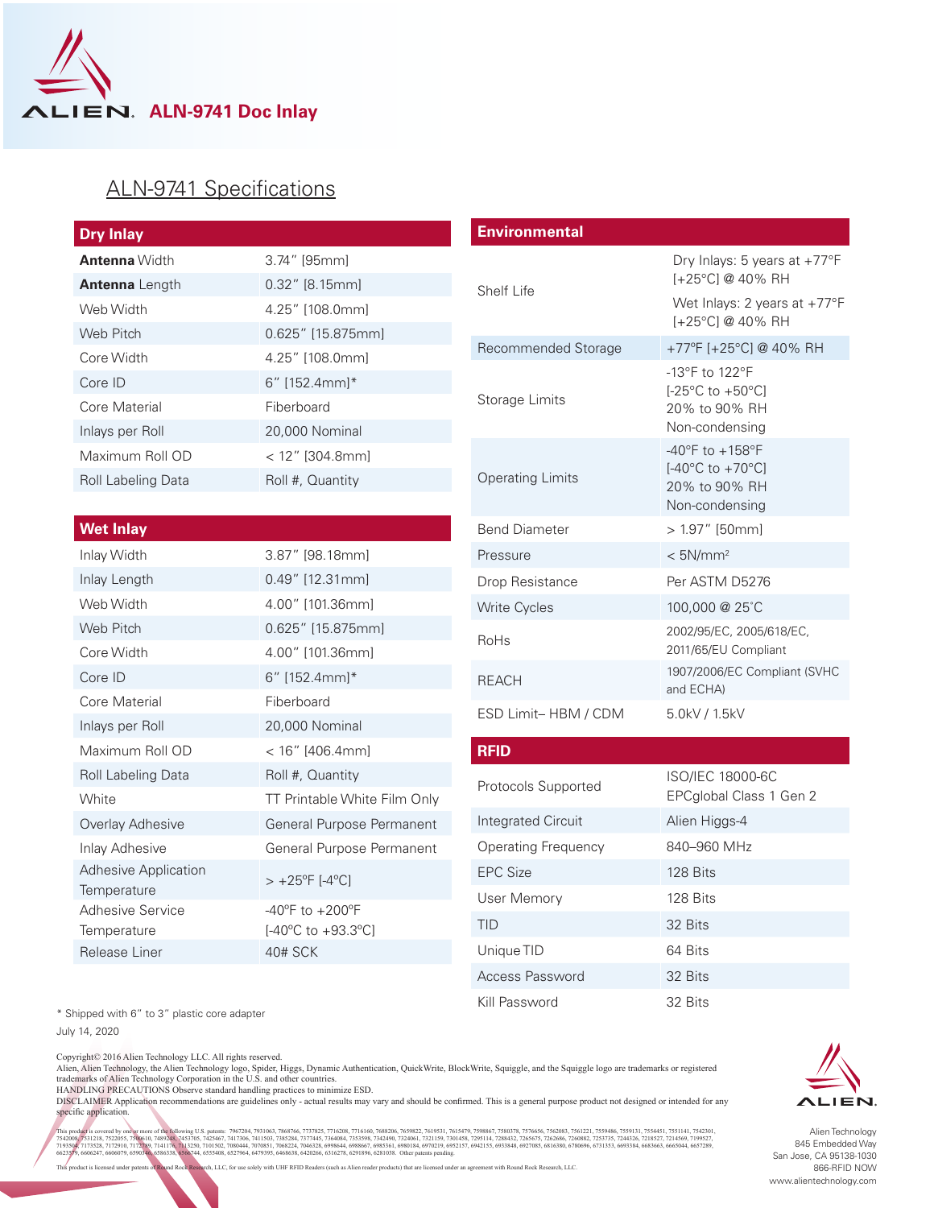# ALN-9741 Doc Inlay

## ALN-9741 Specifications

| Dry Inlay | |
|---|---|
| **Antenna** Width | 3.74" [95mm] |
| **Antenna** Length | 0.32" [8.15mm] |
| Web Width | 4.25" [108.0mm] |
| Web Pitch | 0.625" [15.875mm] |
| Core Width | 4.25" [108.0mm] |
| Core ID | 6" [152.4mm]* |
| Core Material | Fiberboard |
| Inlays per Roll | 20,000 Nominal |
| Maximum Roll OD | < 12" [304.8mm] |
| Roll Labeling Data | Roll #, Quantity |

| Wet Inlay | |
|---|---|
| Inlay Width | 3.87" [98.18mm] |
| Inlay Length | 0.49" [12.31mm] |
| Web Width | 4.00" [101.36mm] |
| Web Pitch | 0.625" [15.875mm] |
| Core Width | 4.00" [101.36mm] |
| Core ID | 6" [152.4mm]* |
| Core Material | Fiberboard |
| Inlays per Roll | 20,000 Nominal |
| Maximum Roll OD | < 16" [406.4mm] |
| Roll Labeling Data | Roll #, Quantity |
| White | TT Printable White Film Only |
| Overlay Adhesive | General Purpose Permanent |
| Inlay Adhesive | General Purpose Permanent |
| Adhesive Application Temperature | > +25ºF [-4ºC] |
| Adhesive Service Temperature | -40ºF to +200ºF [-40ºC to +93.3ºC] |
| Release Liner | 40# SCK |

| Environmental | |
|---|---|
| Shelf Life | Dry Inlays: 5 years at +77°F [+25°C] @ 40% RH<br>Wet Inlays: 2 years at +77°F [+25°C] @ 40% RH |
| Recommended Storage | +77ºF [+25ºC] @ 40% RH |
| Storage Limits | -13ºF to 122ºF [-25ºC to +50ºC] 20% to 90% RH Non-condensing |
| Operating Limits | -40ºF to +158ºF [-40ºC to +70ºC] 20% to 90% RH Non-condensing |
| Bend Diameter | > 1.97" [50mm] |
| Pressure | < 5N/mm² |
| Drop Resistance | Per ASTM D5276 |
| Write Cycles | 100,000 @ 25˚C |
| RoHs | 2002/95/EC, 2005/618/EC, 2011/65/EU Compliant |
| REACH | 1907/2006/EC Compliant (SVHC and ECHA) |
| ESD Limit– HBM / CDM | 5.0kV / 1.5kV |

| RFID | |
|---|---|
| Protocols Supported | ISO/IEC 18000-6C EPCglobal Class 1 Gen 2 |
| Integrated Circuit | Alien Higgs-4 |
| Operating Frequency | 840–960 MHz |
| EPC Size | 128 Bits |
| User Memory | 128 Bits |
| TID | 32 Bits |
| Unique TID | 64 Bits |
| Access Password | 32 Bits |
| Kill Password | 32 Bits |

\* Shipped with 6" to 3" plastic core adapter

July 14, 2020

Copyright© 2016 Alien Technology LLC. All rights reserved.
Alien, Alien Technology, the Alien Technology logo, Spider, Higgs, Dynamic Authentication, QuickWrite, BlockWrite, Squiggle, and the Squiggle logo are trademarks or registered trademarks of Alien Technology Corporation in the U.S. and other countries.
HANDLING PRECAUTIONS Observe standard handling practices to minimize ESD.
DISCLAIMER Application recommendations are guidelines only - actual results may vary and should be confirmed. This is a general purpose product not designed or intended for any specific application.

This product is covered by one or more of the following U.S. patents: 7967204, 7931063, 7868766, 7737825, 7716208, 7716160, 7688206, 7659822, 7619531, 7615479, 7598867, 7580378, 7576656, 7562083, 7561221, 7559486, 7559131, 7554451, 7551141, 7542301, 7542008, 7531218, 7522055, 7505610, 7489248, 7453705, 7425467, 7417306, 7411503, 7385284, 7377445, 7364084, 7353598, 7342490, 7324061, 7321159, 7301458, 7295114, 7288432, 7265675, 7262686, 7260882, 7253735, 7244326, 7218527, 7214569, 7199527, 7193504, 7173528, 7172910, 7172789, 7141176, 7113250, 7101502, 7080444, 7070851, 7068224, 7046328, 6998644, 6988667, 6985361, 6980184, 6970219, 6952157, 6942155, 6933848, 6927085, 6816380, 6780696, 6731353, 6693384, 6683663, 6665044, 6657289, 6623579, 6606247, 6606079, 6590346, 6586338, 6566744, 6555408, 6527964, 6479395, 6468638, 6420266, 6316278, 6291896, 6281038. Other patents pending.

This product is licensed under patents of Round Rock Research, LLC, for use solely with UHF RFID Readers (such as Alien reader products) that are licensed under an agreement with Round Rock Research, LLC.

Alien Technology
845 Embedded Way
San Jose, CA 95138-1030
866-RFID NOW
www.alientechnology.com